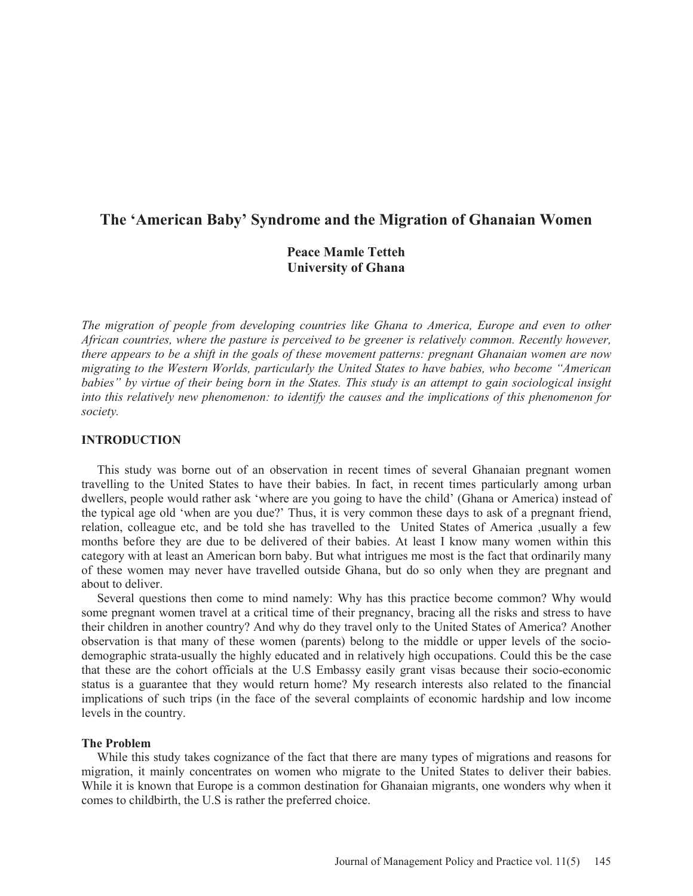# The 'American Baby' Syndrome and the Migration of Ghanaian Women

**Peace Mamle Tetteh**
**University of Ghana**

*The migration of people from developing countries like Ghana to America, Europe and even to other African countries, where the pasture is perceived to be greener is relatively common. Recently however, there appears to be a shift in the goals of these movement patterns: pregnant Ghanaian women are now migrating to the Western Worlds, particularly the United States to have babies, who become "American babies" by virtue of their being born in the States. This study is an attempt to gain sociological insight into this relatively new phenomenon: to identify the causes and the implications of this phenomenon for society.*

## INTRODUCTION

This study was borne out of an observation in recent times of several Ghanaian pregnant women travelling to the United States to have their babies. In fact, in recent times particularly among urban dwellers, people would rather ask 'where are you going to have the child' (Ghana or America) instead of the typical age old 'when are you due?' Thus, it is very common these days to ask of a pregnant friend, relation, colleague etc, and be told she has travelled to the United States of America ,usually a few months before they are due to be delivered of their babies. At least I know many women within this category with at least an American born baby. But what intrigues me most is the fact that ordinarily many of these women may never have travelled outside Ghana, but do so only when they are pregnant and about to deliver.

Several questions then come to mind namely: Why has this practice become common? Why would some pregnant women travel at a critical time of their pregnancy, bracing all the risks and stress to have their children in another country? And why do they travel only to the United States of America? Another observation is that many of these women (parents) belong to the middle or upper levels of the socio-demographic strata-usually the highly educated and in relatively high occupations. Could this be the case that these are the cohort officials at the U.S Embassy easily grant visas because their socio-economic status is a guarantee that they would return home? My research interests also related to the financial implications of such trips (in the face of the several complaints of economic hardship and low income levels in the country.

### The Problem

While this study takes cognizance of the fact that there are many types of migrations and reasons for migration, it mainly concentrates on women who migrate to the United States to deliver their babies. While it is known that Europe is a common destination for Ghanaian migrants, one wonders why when it comes to childbirth, the U.S is rather the preferred choice.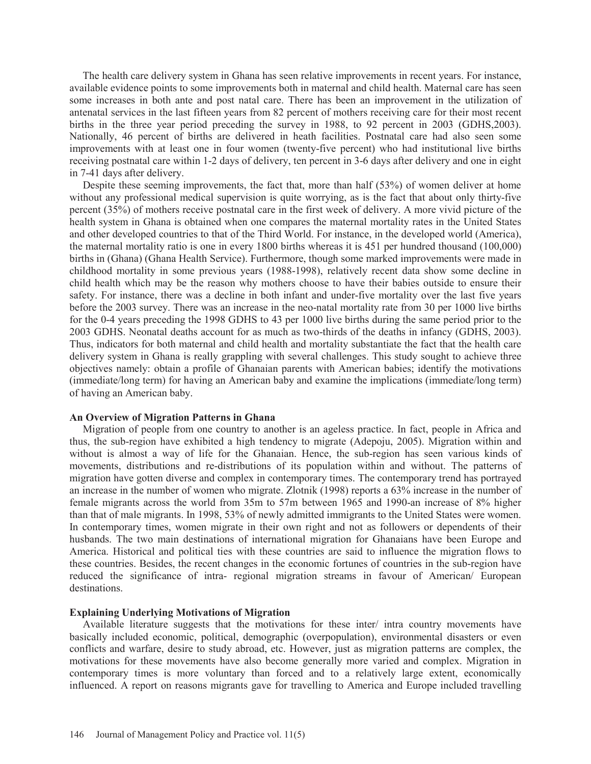The health care delivery system in Ghana has seen relative improvements in recent years. For instance, available evidence points to some improvements both in maternal and child health. Maternal care has seen some increases in both ante and post natal care. There has been an improvement in the utilization of antenatal services in the last fifteen years from 82 percent of mothers receiving care for their most recent births in the three year period preceding the survey in 1988, to 92 percent in 2003 (GDHS,2003). Nationally, 46 percent of births are delivered in heath facilities. Postnatal care had also seen some improvements with at least one in four women (twenty-five percent) who had institutional live births receiving postnatal care within 1-2 days of delivery, ten percent in 3-6 days after delivery and one in eight in 7-41 days after delivery.

Despite these seeming improvements, the fact that, more than half (53%) of women deliver at home without any professional medical supervision is quite worrying, as is the fact that about only thirty-five percent (35%) of mothers receive postnatal care in the first week of delivery. A more vivid picture of the health system in Ghana is obtained when one compares the maternal mortality rates in the United States and other developed countries to that of the Third World. For instance, in the developed world (America), the maternal mortality ratio is one in every 1800 births whereas it is 451 per hundred thousand (100,000) births in (Ghana) (Ghana Health Service). Furthermore, though some marked improvements were made in childhood mortality in some previous years (1988-1998), relatively recent data show some decline in child health which may be the reason why mothers choose to have their babies outside to ensure their safety. For instance, there was a decline in both infant and under-five mortality over the last five years before the 2003 survey. There was an increase in the neo-natal mortality rate from 30 per 1000 live births for the 0-4 years preceding the 1998 GDHS to 43 per 1000 live births during the same period prior to the 2003 GDHS. Neonatal deaths account for as much as two-thirds of the deaths in infancy (GDHS, 2003). Thus, indicators for both maternal and child health and mortality substantiate the fact that the health care delivery system in Ghana is really grappling with several challenges. This study sought to achieve three objectives namely: obtain a profile of Ghanaian parents with American babies; identify the motivations (immediate/long term) for having an American baby and examine the implications (immediate/long term) of having an American baby.

**An Overview of Migration Patterns in Ghana**

Migration of people from one country to another is an ageless practice. In fact, people in Africa and thus, the sub-region have exhibited a high tendency to migrate (Adepoju, 2005). Migration within and without is almost a way of life for the Ghanaian. Hence, the sub-region has seen various kinds of movements, distributions and re-distributions of its population within and without. The patterns of migration have gotten diverse and complex in contemporary times. The contemporary trend has portrayed an increase in the number of women who migrate. Zlotnik (1998) reports a 63% increase in the number of female migrants across the world from 35m to 57m between 1965 and 1990-an increase of 8% higher than that of male migrants. In 1998, 53% of newly admitted immigrants to the United States were women. In contemporary times, women migrate in their own right and not as followers or dependents of their husbands. The two main destinations of international migration for Ghanaians have been Europe and America. Historical and political ties with these countries are said to influence the migration flows to these countries. Besides, the recent changes in the economic fortunes of countries in the sub-region have reduced the significance of intra- regional migration streams in favour of American/ European destinations.

**Explaining Underlying Motivations of Migration**

Available literature suggests that the motivations for these inter/ intra country movements have basically included economic, political, demographic (overpopulation), environmental disasters or even conflicts and warfare, desire to study abroad, etc. However, just as migration patterns are complex, the motivations for these movements have also become generally more varied and complex. Migration in contemporary times is more voluntary than forced and to a relatively large extent, economically influenced. A report on reasons migrants gave for travelling to America and Europe included travelling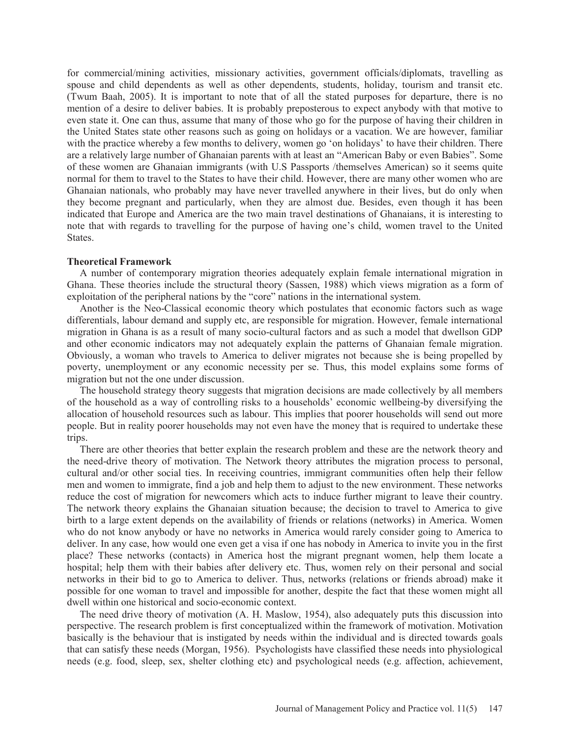for commercial/mining activities, missionary activities, government officials/diplomats, travelling as spouse and child dependents as well as other dependents, students, holiday, tourism and transit etc. (Twum Baah, 2005). It is important to note that of all the stated purposes for departure, there is no mention of a desire to deliver babies. It is probably preposterous to expect anybody with that motive to even state it. One can thus, assume that many of those who go for the purpose of having their children in the United States state other reasons such as going on holidays or a vacation. We are however, familiar with the practice whereby a few months to delivery, women go 'on holidays' to have their children. There are a relatively large number of Ghanaian parents with at least an "American Baby or even Babies". Some of these women are Ghanaian immigrants (with U.S Passports /themselves American) so it seems quite normal for them to travel to the States to have their child. However, there are many other women who are Ghanaian nationals, who probably may have never travelled anywhere in their lives, but do only when they become pregnant and particularly, when they are almost due. Besides, even though it has been indicated that Europe and America are the two main travel destinations of Ghanaians, it is interesting to note that with regards to travelling for the purpose of having one's child, women travel to the United States.

**Theoretical Framework**

A number of contemporary migration theories adequately explain female international migration in Ghana. These theories include the structural theory (Sassen, 1988) which views migration as a form of exploitation of the peripheral nations by the "core" nations in the international system.

Another is the Neo-Classical economic theory which postulates that economic factors such as wage differentials, labour demand and supply etc, are responsible for migration. However, female international migration in Ghana is as a result of many socio-cultural factors and as such a model that dwellson GDP and other economic indicators may not adequately explain the patterns of Ghanaian female migration. Obviously, a woman who travels to America to deliver migrates not because she is being propelled by poverty, unemployment or any economic necessity per se. Thus, this model explains some forms of migration but not the one under discussion.

The household strategy theory suggests that migration decisions are made collectively by all members of the household as a way of controlling risks to a households' economic wellbeing-by diversifying the allocation of household resources such as labour. This implies that poorer households will send out more people. But in reality poorer households may not even have the money that is required to undertake these trips.

There are other theories that better explain the research problem and these are the network theory and the need-drive theory of motivation. The Network theory attributes the migration process to personal, cultural and/or other social ties. In receiving countries, immigrant communities often help their fellow men and women to immigrate, find a job and help them to adjust to the new environment. These networks reduce the cost of migration for newcomers which acts to induce further migrant to leave their country. The network theory explains the Ghanaian situation because; the decision to travel to America to give birth to a large extent depends on the availability of friends or relations (networks) in America. Women who do not know anybody or have no networks in America would rarely consider going to America to deliver. In any case, how would one even get a visa if one has nobody in America to invite you in the first place? These networks (contacts) in America host the migrant pregnant women, help them locate a hospital; help them with their babies after delivery etc. Thus, women rely on their personal and social networks in their bid to go to America to deliver. Thus, networks (relations or friends abroad) make it possible for one woman to travel and impossible for another, despite the fact that these women might all dwell within one historical and socio-economic context.

The need drive theory of motivation (A. H. Maslow, 1954), also adequately puts this discussion into perspective. The research problem is first conceptualized within the framework of motivation. Motivation basically is the behaviour that is instigated by needs within the individual and is directed towards goals that can satisfy these needs (Morgan, 1956). Psychologists have classified these needs into physiological needs (e.g. food, sleep, sex, shelter clothing etc) and psychological needs (e.g. affection, achievement,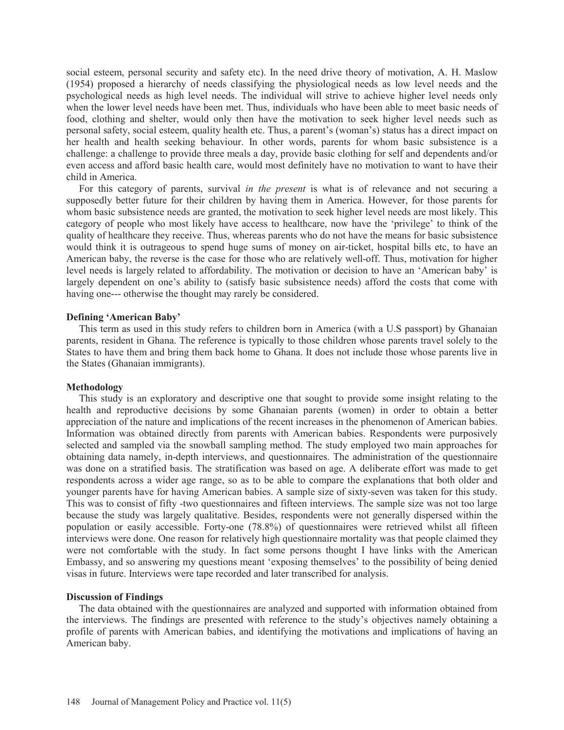social esteem, personal security and safety etc). In the need drive theory of motivation, A. H. Maslow (1954) proposed a hierarchy of needs classifying the physiological needs as low level needs and the psychological needs as high level needs. The individual will strive to achieve higher level needs only when the lower level needs have been met. Thus, individuals who have been able to meet basic needs of food, clothing and shelter, would only then have the motivation to seek higher level needs such as personal safety, social esteem, quality health etc. Thus, a parent's (woman's) status has a direct impact on her health and health seeking behaviour. In other words, parents for whom basic subsistence is a challenge: a challenge to provide three meals a day, provide basic clothing for self and dependents and/or even access and afford basic health care, would most definitely have no motivation to want to have their child in America.

For this category of parents, survival *in the present* is what is of relevance and not securing a supposedly better future for their children by having them in America. However, for those parents for whom basic subsistence needs are granted, the motivation to seek higher level needs are most likely. This category of people who most likely have access to healthcare, now have the 'privilege' to think of the quality of healthcare they receive. Thus, whereas parents who do not have the means for basic subsistence would think it is outrageous to spend huge sums of money on air-ticket, hospital bills etc, to have an American baby, the reverse is the case for those who are relatively well-off. Thus, motivation for higher level needs is largely related to affordability. The motivation or decision to have an 'American baby' is largely dependent on one's ability to (satisfy basic subsistence needs) afford the costs that come with having one--- otherwise the thought may rarely be considered.

### Defining 'American Baby'

This term as used in this study refers to children born in America (with a U.S passport) by Ghanaian parents, resident in Ghana. The reference is typically to those children whose parents travel solely to the States to have them and bring them back home to Ghana. It does not include those whose parents live in the States (Ghanaian immigrants).

### Methodology

This study is an exploratory and descriptive one that sought to provide some insight relating to the health and reproductive decisions by some Ghanaian parents (women) in order to obtain a better appreciation of the nature and implications of the recent increases in the phenomenon of American babies. Information was obtained directly from parents with American babies. Respondents were purposively selected and sampled via the snowball sampling method. The study employed two main approaches for obtaining data namely, in-depth interviews, and questionnaires. The administration of the questionnaire was done on a stratified basis. The stratification was based on age. A deliberate effort was made to get respondents across a wider age range, so as to be able to compare the explanations that both older and younger parents have for having American babies. A sample size of sixty-seven was taken for this study. This was to consist of fifty -two questionnaires and fifteen interviews. The sample size was not too large because the study was largely qualitative. Besides, respondents were not generally dispersed within the population or easily accessible. Forty-one (78.8%) of questionnaires were retrieved whilst all fifteen interviews were done. One reason for relatively high questionnaire mortality was that people claimed they were not comfortable with the study. In fact some persons thought I have links with the American Embassy, and so answering my questions meant 'exposing themselves' to the possibility of being denied visas in future. Interviews were tape recorded and later transcribed for analysis.

### Discussion of Findings

The data obtained with the questionnaires are analyzed and supported with information obtained from the interviews. The findings are presented with reference to the study's objectives namely obtaining a profile of parents with American babies, and identifying the motivations and implications of having an American baby.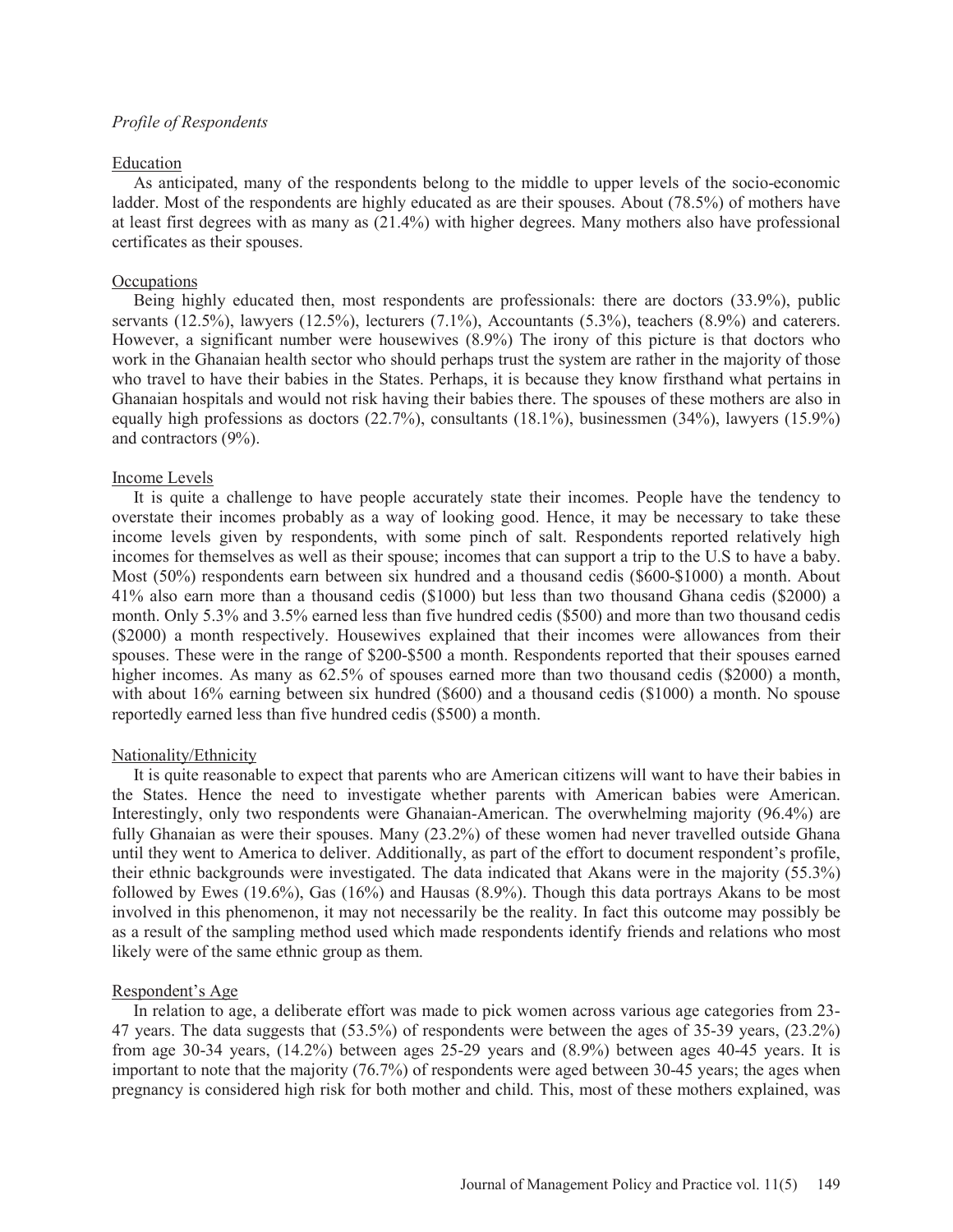*Profile of Respondents*

Education

As anticipated, many of the respondents belong to the middle to upper levels of the socio-economic ladder. Most of the respondents are highly educated as are their spouses. About (78.5%) of mothers have at least first degrees with as many as (21.4%) with higher degrees. Many mothers also have professional certificates as their spouses.

Occupations

Being highly educated then, most respondents are professionals: there are doctors (33.9%), public servants (12.5%), lawyers (12.5%), lecturers (7.1%), Accountants (5.3%), teachers (8.9%) and caterers. However, a significant number were housewives (8.9%) The irony of this picture is that doctors who work in the Ghanaian health sector who should perhaps trust the system are rather in the majority of those who travel to have their babies in the States. Perhaps, it is because they know firsthand what pertains in Ghanaian hospitals and would not risk having their babies there. The spouses of these mothers are also in equally high professions as doctors (22.7%), consultants (18.1%), businessmen (34%), lawyers (15.9%) and contractors (9%).

Income Levels

It is quite a challenge to have people accurately state their incomes. People have the tendency to overstate their incomes probably as a way of looking good. Hence, it may be necessary to take these income levels given by respondents, with some pinch of salt. Respondents reported relatively high incomes for themselves as well as their spouse; incomes that can support a trip to the U.S to have a baby. Most (50%) respondents earn between six hundred and a thousand cedis ($600-$1000) a month. About 41% also earn more than a thousand cedis ($1000) but less than two thousand Ghana cedis ($2000) a month. Only 5.3% and 3.5% earned less than five hundred cedis ($500) and more than two thousand cedis ($2000) a month respectively. Housewives explained that their incomes were allowances from their spouses. These were in the range of $200-$500 a month. Respondents reported that their spouses earned higher incomes. As many as 62.5% of spouses earned more than two thousand cedis ($2000) a month, with about 16% earning between six hundred ($600) and a thousand cedis ($1000) a month. No spouse reportedly earned less than five hundred cedis ($500) a month.

Nationality/Ethnicity

It is quite reasonable to expect that parents who are American citizens will want to have their babies in the States. Hence the need to investigate whether parents with American babies were American. Interestingly, only two respondents were Ghanaian-American. The overwhelming majority (96.4%) are fully Ghanaian as were their spouses. Many (23.2%) of these women had never travelled outside Ghana until they went to America to deliver. Additionally, as part of the effort to document respondent's profile, their ethnic backgrounds were investigated. The data indicated that Akans were in the majority (55.3%) followed by Ewes (19.6%), Gas (16%) and Hausas (8.9%). Though this data portrays Akans to be most involved in this phenomenon, it may not necessarily be the reality. In fact this outcome may possibly be as a result of the sampling method used which made respondents identify friends and relations who most likely were of the same ethnic group as them.

Respondent's Age

In relation to age, a deliberate effort was made to pick women across various age categories from 23-47 years. The data suggests that (53.5%) of respondents were between the ages of 35-39 years, (23.2%) from age 30-34 years, (14.2%) between ages 25-29 years and (8.9%) between ages 40-45 years. It is important to note that the majority (76.7%) of respondents were aged between 30-45 years; the ages when pregnancy is considered high risk for both mother and child. This, most of these mothers explained, was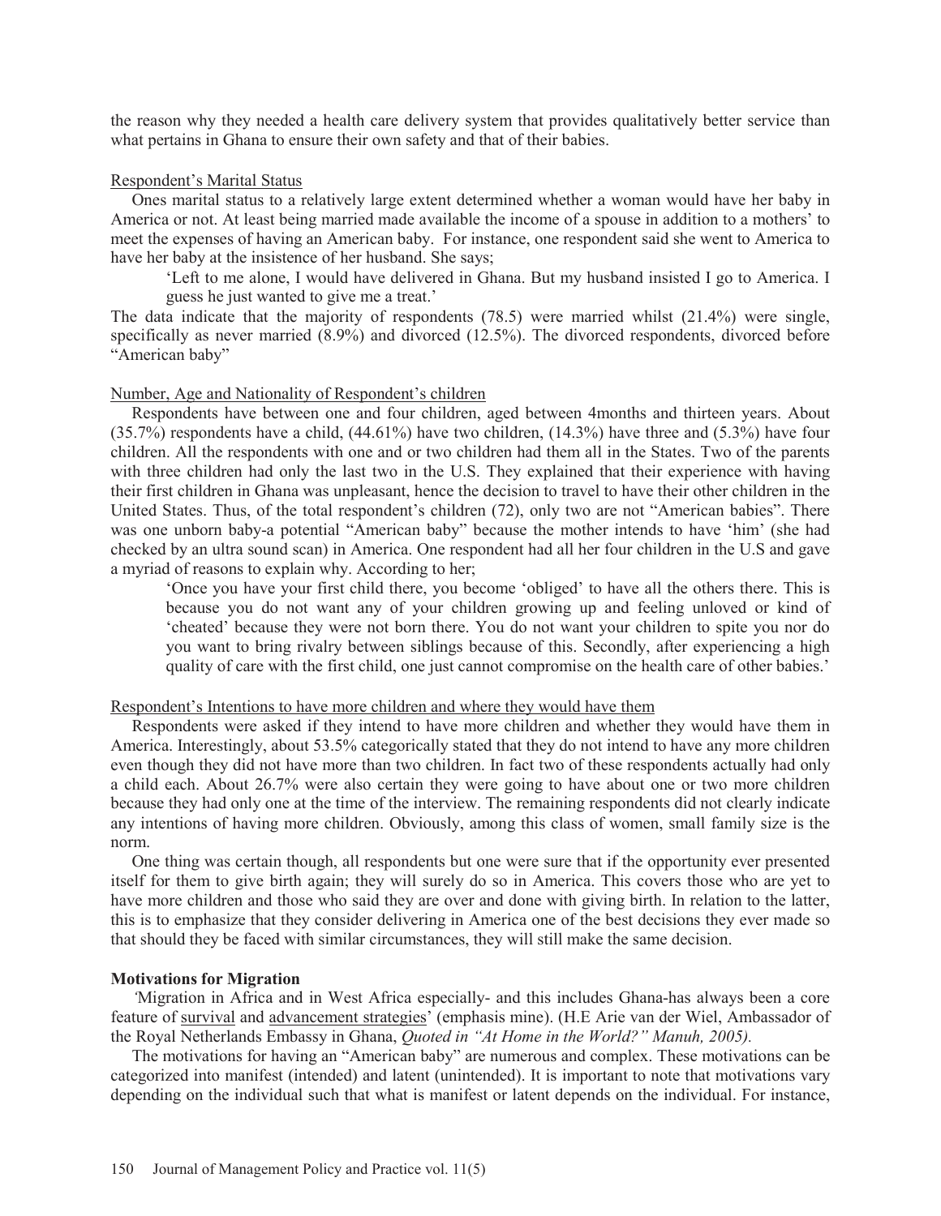the reason why they needed a health care delivery system that provides qualitatively better service than what pertains in Ghana to ensure their own safety and that of their babies.

Respondent's Marital Status

Ones marital status to a relatively large extent determined whether a woman would have her baby in America or not. At least being married made available the income of a spouse in addition to a mothers' to meet the expenses of having an American baby. For instance, one respondent said she went to America to have her baby at the insistence of her husband. She says;

> 'Left to me alone, I would have delivered in Ghana. But my husband insisted I go to America. I guess he just wanted to give me a treat.'

The data indicate that the majority of respondents (78.5) were married whilst (21.4%) were single, specifically as never married (8.9%) and divorced (12.5%). The divorced respondents, divorced before "American baby"

Number, Age and Nationality of Respondent's children

Respondents have between one and four children, aged between 4months and thirteen years. About (35.7%) respondents have a child, (44.61%) have two children, (14.3%) have three and (5.3%) have four children. All the respondents with one and or two children had them all in the States. Two of the parents with three children had only the last two in the U.S. They explained that their experience with having their first children in Ghana was unpleasant, hence the decision to travel to have their other children in the United States. Thus, of the total respondent's children (72), only two are not "American babies". There was one unborn baby-a potential "American baby" because the mother intends to have 'him' (she had checked by an ultra sound scan) in America. One respondent had all her four children in the U.S and gave a myriad of reasons to explain why. According to her;

> 'Once you have your first child there, you become 'obliged' to have all the others there. This is because you do not want any of your children growing up and feeling unloved or kind of 'cheated' because they were not born there. You do not want your children to spite you nor do you want to bring rivalry between siblings because of this. Secondly, after experiencing a high quality of care with the first child, one just cannot compromise on the health care of other babies.'

Respondent's Intentions to have more children and where they would have them

Respondents were asked if they intend to have more children and whether they would have them in America. Interestingly, about 53.5% categorically stated that they do not intend to have any more children even though they did not have more than two children. In fact two of these respondents actually had only a child each. About 26.7% were also certain they were going to have about one or two more children because they had only one at the time of the interview. The remaining respondents did not clearly indicate any intentions of having more children. Obviously, among this class of women, small family size is the norm.

One thing was certain though, all respondents but one were sure that if the opportunity ever presented itself for them to give birth again; they will surely do so in America. This covers those who are yet to have more children and those who said they are over and done with giving birth. In relation to the latter, this is to emphasize that they consider delivering in America one of the best decisions they ever made so that should they be faced with similar circumstances, they will still make the same decision.

**Motivations for Migration**

*'*Migration in Africa and in West Africa especially- and this includes Ghana-has always been a core feature of survival and advancement strategies' (emphasis mine). (H.E Arie van der Wiel, Ambassador of the Royal Netherlands Embassy in Ghana, *Quoted in "At Home in the World?" Manuh, 2005).*

The motivations for having an "American baby" are numerous and complex. These motivations can be categorized into manifest (intended) and latent (unintended). It is important to note that motivations vary depending on the individual such that what is manifest or latent depends on the individual. For instance,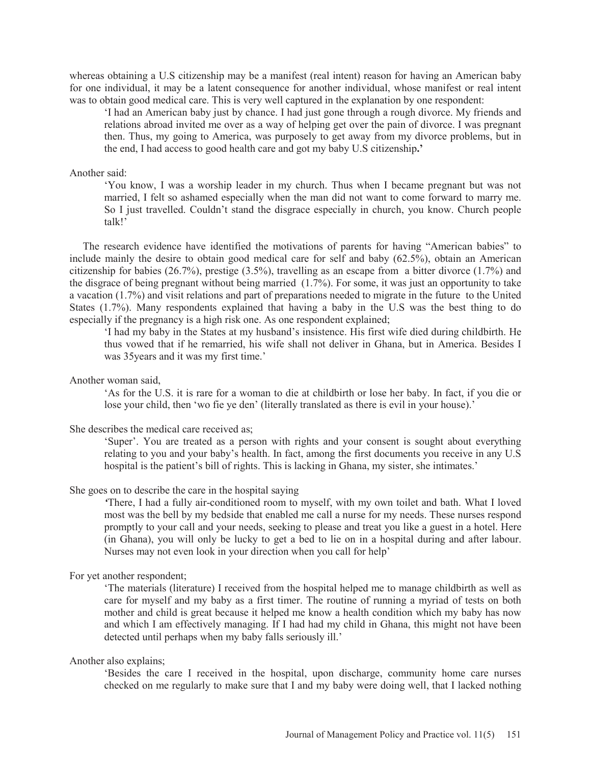whereas obtaining a U.S citizenship may be a manifest (real intent) reason for having an American baby for one individual, it may be a latent consequence for another individual, whose manifest or real intent was to obtain good medical care. This is very well captured in the explanation by one respondent:

> 'I had an American baby just by chance. I had just gone through a rough divorce. My friends and relations abroad invited me over as a way of helping get over the pain of divorce. I was pregnant then. Thus, my going to America, was purposely to get away from my divorce problems, but in the end, I had access to good health care and got my baby U.S citizenship**.'**

Another said:

> 'You know, I was a worship leader in my church. Thus when I became pregnant but was not married, I felt so ashamed especially when the man did not want to come forward to marry me. So I just travelled. Couldn't stand the disgrace especially in church, you know. Church people talk!'

The research evidence have identified the motivations of parents for having "American babies" to include mainly the desire to obtain good medical care for self and baby (62.5%), obtain an American citizenship for babies (26.7%), prestige (3.5%), travelling as an escape from a bitter divorce (1.7%) and the disgrace of being pregnant without being married (1.7%). For some, it was just an opportunity to take a vacation (1.7%) and visit relations and part of preparations needed to migrate in the future to the United States (1.7%). Many respondents explained that having a baby in the U.S was the best thing to do especially if the pregnancy is a high risk one. As one respondent explained;

> 'I had my baby in the States at my husband's insistence. His first wife died during childbirth. He thus vowed that if he remarried, his wife shall not deliver in Ghana, but in America. Besides I was 35years and it was my first time.'

Another woman said,

> 'As for the U.S. it is rare for a woman to die at childbirth or lose her baby. In fact, if you die or lose your child, then 'wo fie ye den' (literally translated as there is evil in your house).'

She describes the medical care received as;

> 'Super'. You are treated as a person with rights and your consent is sought about everything relating to you and your baby's health. In fact, among the first documents you receive in any U.S hospital is the patient's bill of rights. This is lacking in Ghana, my sister, she intimates.'

She goes on to describe the care in the hospital saying

> *'*There, I had a fully air-conditioned room to myself, with my own toilet and bath. What I loved most was the bell by my bedside that enabled me call a nurse for my needs. These nurses respond promptly to your call and your needs, seeking to please and treat you like a guest in a hotel. Here (in Ghana), you will only be lucky to get a bed to lie on in a hospital during and after labour. Nurses may not even look in your direction when you call for help'

For yet another respondent;

> 'The materials (literature) I received from the hospital helped me to manage childbirth as well as care for myself and my baby as a first timer. The routine of running a myriad of tests on both mother and child is great because it helped me know a health condition which my baby has now and which I am effectively managing. If I had had my child in Ghana, this might not have been detected until perhaps when my baby falls seriously ill.'

Another also explains;

> 'Besides the care I received in the hospital, upon discharge, community home care nurses checked on me regularly to make sure that I and my baby were doing well, that I lacked nothing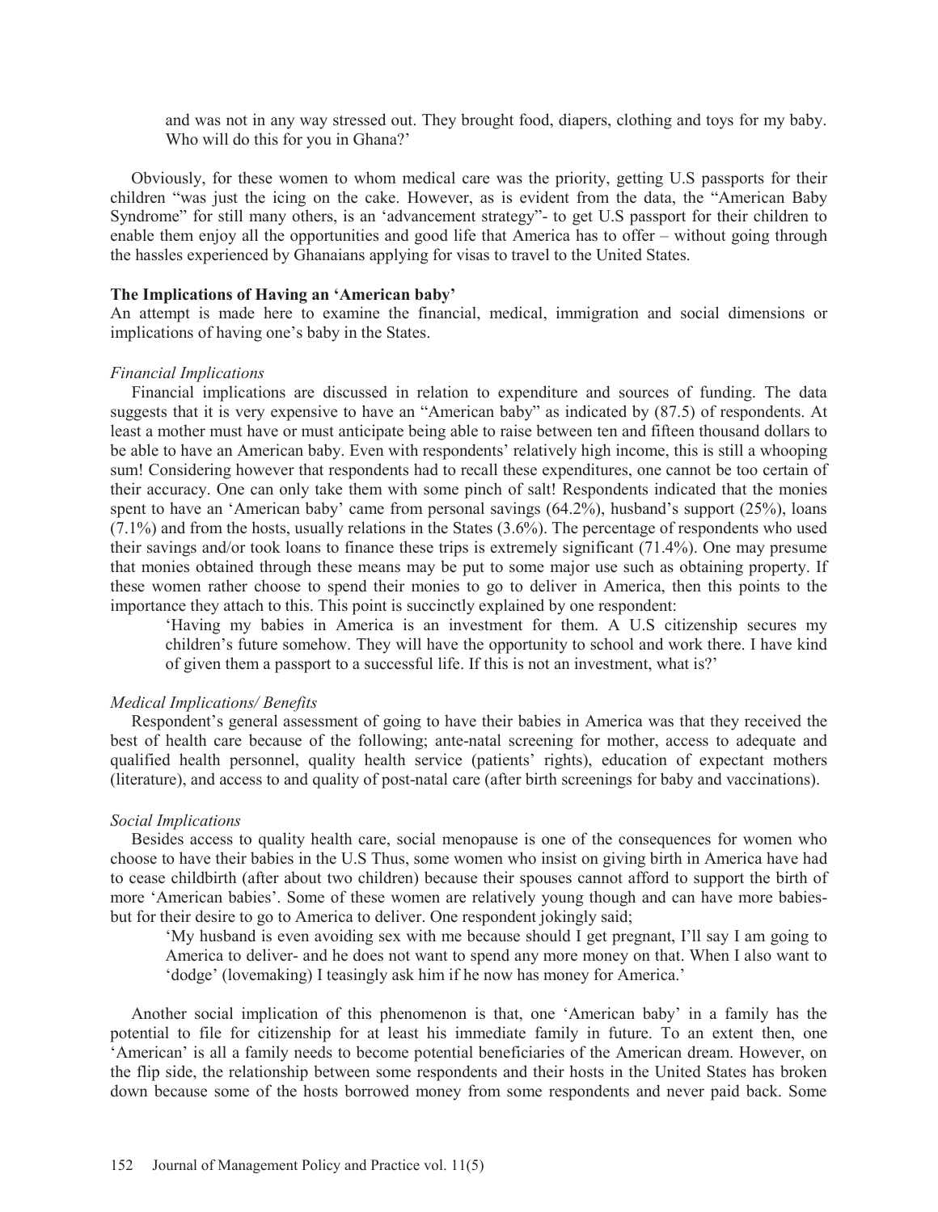> and was not in any way stressed out. They brought food, diapers, clothing and toys for my baby. Who will do this for you in Ghana?'

Obviously, for these women to whom medical care was the priority, getting U.S passports for their children "was just the icing on the cake. However, as is evident from the data, the "American Baby Syndrome" for still many others, is an 'advancement strategy"- to get U.S passport for their children to enable them enjoy all the opportunities and good life that America has to offer – without going through the hassles experienced by Ghanaians applying for visas to travel to the United States.

**The Implications of Having an 'American baby'**

An attempt is made here to examine the financial, medical, immigration and social dimensions or implications of having one's baby in the States.

*Financial Implications*

Financial implications are discussed in relation to expenditure and sources of funding. The data suggests that it is very expensive to have an "American baby" as indicated by (87.5) of respondents. At least a mother must have or must anticipate being able to raise between ten and fifteen thousand dollars to be able to have an American baby. Even with respondents' relatively high income, this is still a whooping sum! Considering however that respondents had to recall these expenditures, one cannot be too certain of their accuracy. One can only take them with some pinch of salt! Respondents indicated that the monies spent to have an 'American baby' came from personal savings (64.2%), husband's support (25%), loans (7.1%) and from the hosts, usually relations in the States (3.6%). The percentage of respondents who used their savings and/or took loans to finance these trips is extremely significant (71.4%). One may presume that monies obtained through these means may be put to some major use such as obtaining property. If these women rather choose to spend their monies to go to deliver in America, then this points to the importance they attach to this. This point is succinctly explained by one respondent:

> 'Having my babies in America is an investment for them. A U.S citizenship secures my children's future somehow. They will have the opportunity to school and work there. I have kind of given them a passport to a successful life. If this is not an investment, what is?'

*Medical Implications/ Benefits*

Respondent's general assessment of going to have their babies in America was that they received the best of health care because of the following; ante-natal screening for mother, access to adequate and qualified health personnel, quality health service (patients' rights), education of expectant mothers (literature), and access to and quality of post-natal care (after birth screenings for baby and vaccinations).

*Social Implications*

Besides access to quality health care, social menopause is one of the consequences for women who choose to have their babies in the U.S Thus, some women who insist on giving birth in America have had to cease childbirth (after about two children) because their spouses cannot afford to support the birth of more 'American babies'. Some of these women are relatively young though and can have more babies-but for their desire to go to America to deliver. One respondent jokingly said;

> 'My husband is even avoiding sex with me because should I get pregnant, I'll say I am going to America to deliver- and he does not want to spend any more money on that. When I also want to 'dodge' (lovemaking) I teasingly ask him if he now has money for America.'

Another social implication of this phenomenon is that, one 'American baby' in a family has the potential to file for citizenship for at least his immediate family in future. To an extent then, one 'American' is all a family needs to become potential beneficiaries of the American dream. However, on the flip side, the relationship between some respondents and their hosts in the United States has broken down because some of the hosts borrowed money from some respondents and never paid back. Some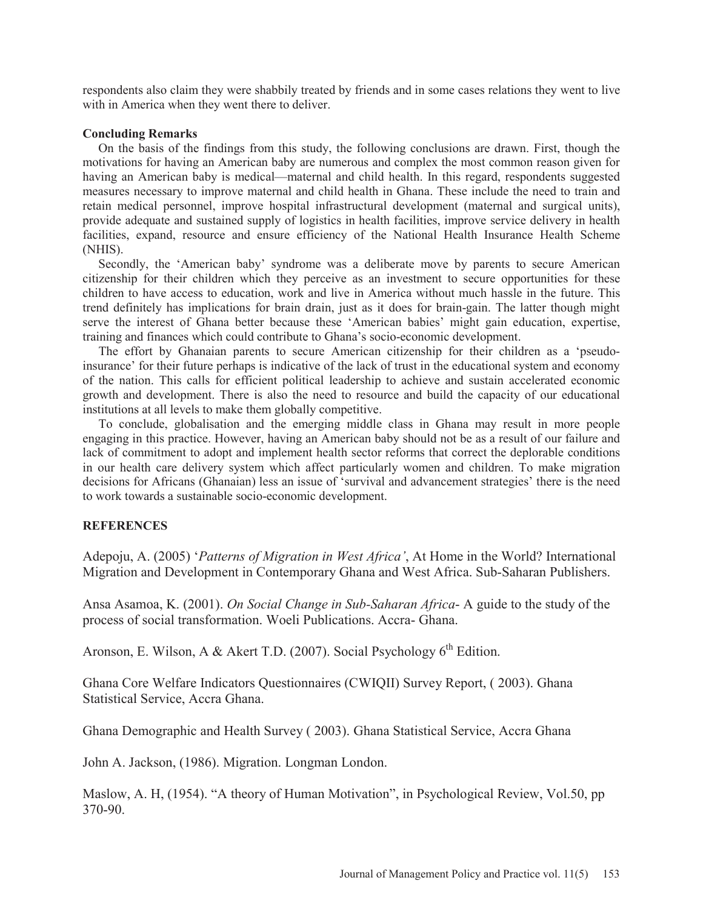respondents also claim they were shabbily treated by friends and in some cases relations they went to live with in America when they went there to deliver.

### Concluding Remarks

On the basis of the findings from this study, the following conclusions are drawn. First, though the motivations for having an American baby are numerous and complex the most common reason given for having an American baby is medical—maternal and child health. In this regard, respondents suggested measures necessary to improve maternal and child health in Ghana. These include the need to train and retain medical personnel, improve hospital infrastructural development (maternal and surgical units), provide adequate and sustained supply of logistics in health facilities, improve service delivery in health facilities, expand, resource and ensure efficiency of the National Health Insurance Health Scheme (NHIS).

Secondly, the 'American baby' syndrome was a deliberate move by parents to secure American citizenship for their children which they perceive as an investment to secure opportunities for these children to have access to education, work and live in America without much hassle in the future. This trend definitely has implications for brain drain, just as it does for brain-gain. The latter though might serve the interest of Ghana better because these 'American babies' might gain education, expertise, training and finances which could contribute to Ghana's socio-economic development.

The effort by Ghanaian parents to secure American citizenship for their children as a 'pseudo-insurance' for their future perhaps is indicative of the lack of trust in the educational system and economy of the nation. This calls for efficient political leadership to achieve and sustain accelerated economic growth and development. There is also the need to resource and build the capacity of our educational institutions at all levels to make them globally competitive.

To conclude, globalisation and the emerging middle class in Ghana may result in more people engaging in this practice. However, having an American baby should not be as a result of our failure and lack of commitment to adopt and implement health sector reforms that correct the deplorable conditions in our health care delivery system which affect particularly women and children. To make migration decisions for Africans (Ghanaian) less an issue of 'survival and advancement strategies' there is the need to work towards a sustainable socio-economic development.

## REFERENCES

Adepoju, A. (2005) '*Patterns of Migration in West Africa'*, At Home in the World? International Migration and Development in Contemporary Ghana and West Africa. Sub-Saharan Publishers.

Ansa Asamoa, K. (2001). *On Social Change in Sub-Saharan Africa*- A guide to the study of the process of social transformation. Woeli Publications. Accra- Ghana.

Aronson, E. Wilson, A & Akert T.D. (2007). Social Psychology 6th Edition.

Ghana Core Welfare Indicators Questionnaires (CWIQII) Survey Report, ( 2003). Ghana Statistical Service, Accra Ghana.

Ghana Demographic and Health Survey ( 2003). Ghana Statistical Service, Accra Ghana

John A. Jackson, (1986). Migration. Longman London.

Maslow, A. H, (1954). "A theory of Human Motivation", in Psychological Review, Vol.50, pp 370-90.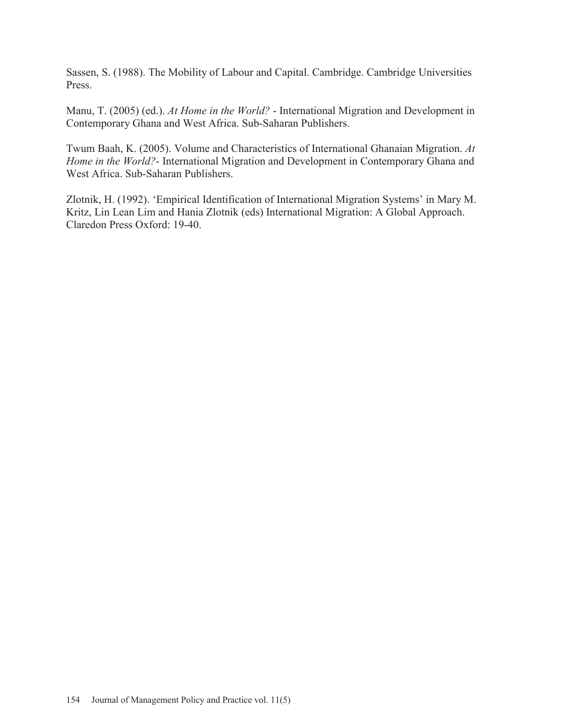Sassen, S. (1988). The Mobility of Labour and Capital. Cambridge. Cambridge Universities Press.

Manu, T. (2005) (ed.). *At Home in the World?* - International Migration and Development in Contemporary Ghana and West Africa. Sub-Saharan Publishers.

Twum Baah, K. (2005). Volume and Characteristics of International Ghanaian Migration. *At Home in the World?*- International Migration and Development in Contemporary Ghana and West Africa. Sub-Saharan Publishers.

Zlotnik, H. (1992). 'Empirical Identification of International Migration Systems' in Mary M. Kritz, Lin Lean Lim and Hania Zlotnik (eds) International Migration: A Global Approach. Claredon Press Oxford: 19-40.